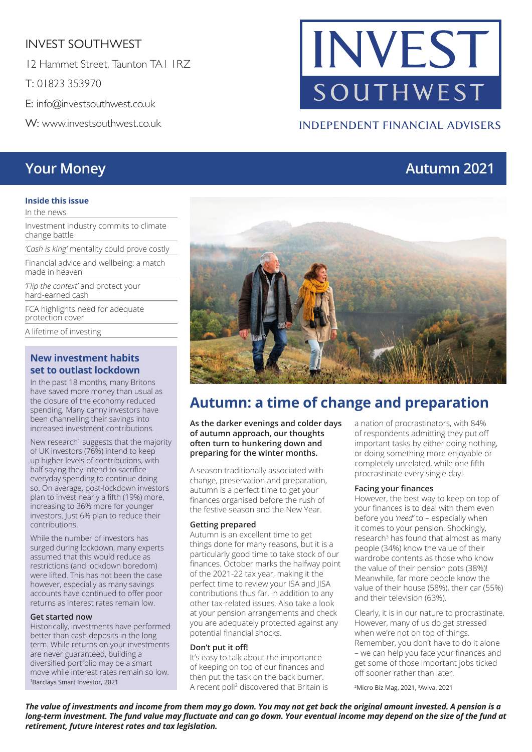INVEST SOUTHWEST

12 Hammet Street, Taunton TA1 1RZ

T: 01823 353970

E: info@investsouthwest.co.uk

W: www.investsouthwest.co.uk

INVEST SOUTHWEST

INDEPENDENT FINANCIAL ADVISERS

# Your Money — Autumn 2021

**Inside this issue**

- In the news
- Investment industry commits to climate change battle
- *'Cash is king'* mentality could prove costly
- Financial advice and wellbeing: a match made in heaven
- *'Flip the context'* and protect your hard-earned cash
- FCA highlights need for adequate protection cover
- A lifetime of investing

## New investment habits set to outlast lockdown

In the past 18 months, many Britons have saved more money than usual as the closure of the economy reduced spending. Many canny investors have been channelling their savings into increased investment contributions.

New research[1] suggests that the majority of UK investors (76%) intend to keep up higher levels of contributions, with half saying they intend to sacrifice everyday spending to continue doing so. On average, post-lockdown investors plan to invest nearly a fifth (19%) more, increasing to 36% more for younger investors. Just 6% plan to reduce their contributions.

While the number of investors has surged during lockdown, many experts assumed that this would reduce as restrictions (and lockdown boredom) were lifted. This has not been the case however, especially as many savings accounts have continued to offer poor returns as interest rates remain low.

### Get started now

Historically, investments have performed better than cash deposits in the long term. While returns on your investments are never guaranteed, building a diversified portfolio may be a smart move while interest rates remain so low.

[1]Barclays Smart Investor, 2021

## Autumn: a time of change and preparation

**As the darker evenings and colder days of autumn approach, our thoughts often turn to hunkering down and preparing for the winter months.**

A season traditionally associated with change, preservation and preparation, autumn is a perfect time to get your finances organised before the rush of the festive season and the New Year.

### Getting prepared

Autumn is an excellent time to get things done for many reasons, but it is a particularly good time to take stock of our finances. October marks the halfway point of the 2021-22 tax year, making it the perfect time to review your ISA and JISA contributions thus far, in addition to any other tax-related issues. Also take a look at your pension arrangements and check you are adequately protected against any potential financial shocks.

### Don't put it off!

It's easy to talk about the importance of keeping on top of our finances and then put the task on the back burner. A recent poll[2] discovered that Britain is a nation of procrastinators, with 84% of respondents admitting they put off important tasks by either doing nothing, or doing something more enjoyable or completely unrelated, while one fifth procrastinate every single day!

### Facing your finances

However, the best way to keep on top of your finances is to deal with them even before you *'need'* to – especially when it comes to your pension. Shockingly, research[3] has found that almost as many people (34%) know the value of their wardrobe contents as those who know the value of their pension pots (38%)! Meanwhile, far more people know the value of their house (58%), their car (55%) and their television (63%).

Clearly, it is in our nature to procrastinate. However, many of us do get stressed when we're not on top of things. Remember, you don't have to do it alone – we can help you face your finances and get some of those important jobs ticked off sooner rather than later.

[2]Micro Biz Mag, 2021, [3]Aviva, 2021

***The value of investments and income from them may go down. You may not get back the original amount invested. A pension is a long-term investment. The fund value may fluctuate and can go down. Your eventual income may depend on the size of the fund at retirement, future interest rates and tax legislation.***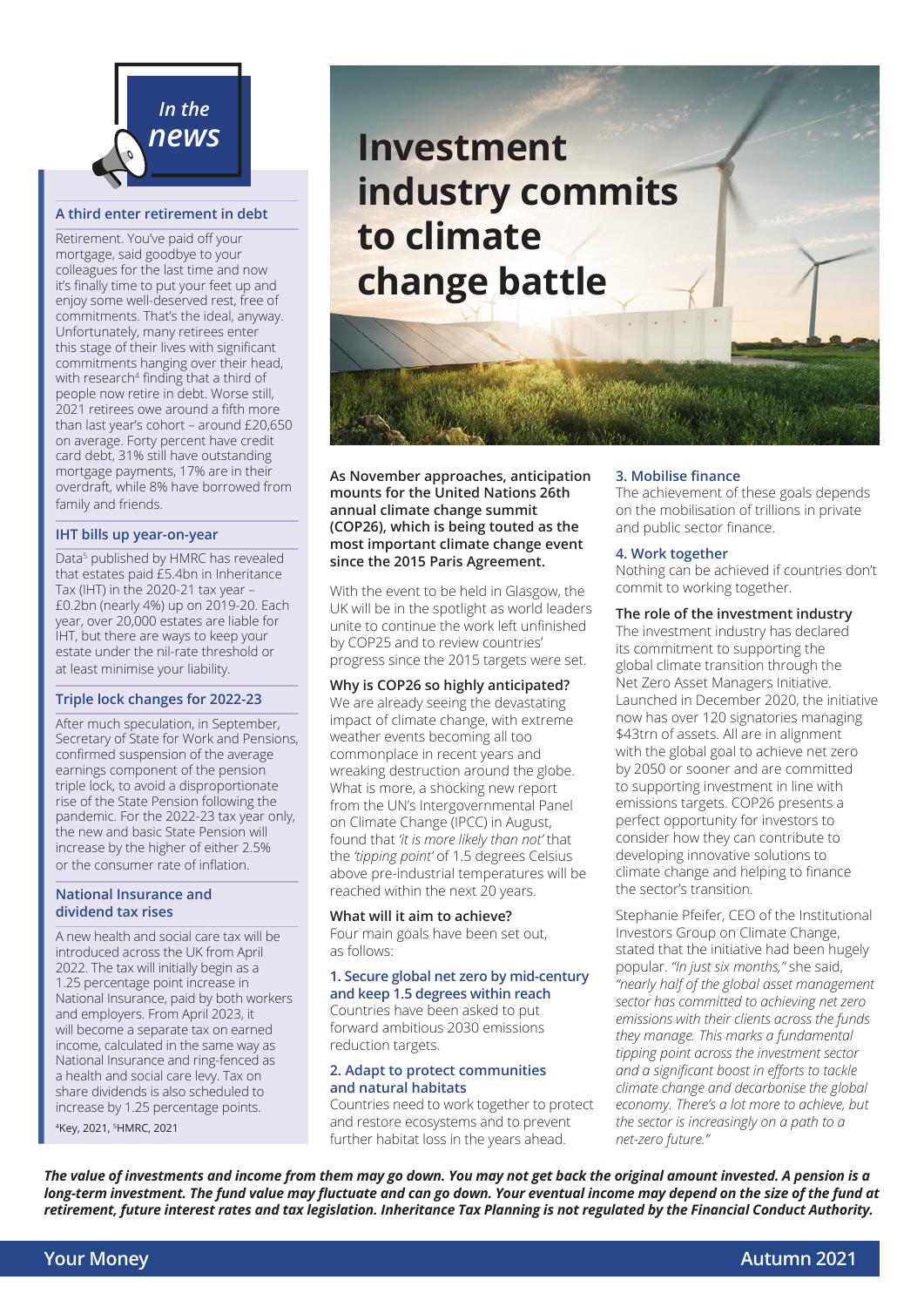## In the news

### A third enter retirement in debt

Retirement. You've paid off your mortgage, said goodbye to your colleagues for the last time and now it's finally time to put your feet up and enjoy some well-deserved rest, free of commitments. That's the ideal, anyway. Unfortunately, many retirees enter this stage of their lives with significant commitments hanging over their head, with research[4] finding that a third of people now retire in debt. Worse still, 2021 retirees owe around a fifth more than last year's cohort – around £20,650 on average. Forty percent have credit card debt, 31% still have outstanding mortgage payments, 17% are in their overdraft, while 8% have borrowed from family and friends.

### IHT bills up year-on-year

Data[5] published by HMRC has revealed that estates paid £5.4bn in Inheritance Tax (IHT) in the 2020-21 tax year – £0.2bn (nearly 4%) up on 2019-20. Each year, over 20,000 estates are liable for IHT, but there are ways to keep your estate under the nil-rate threshold or at least minimise your liability.

### Triple lock changes for 2022-23

After much speculation, in September, Secretary of State for Work and Pensions, confirmed suspension of the average earnings component of the pension triple lock, to avoid a disproportionate rise of the State Pension following the pandemic. For the 2022-23 tax year only, the new and basic State Pension will increase by the higher of either 2.5% or the consumer rate of inflation.

### National Insurance and dividend tax rises

A new health and social care tax will be introduced across the UK from April 2022. The tax will initially begin as a 1.25 percentage point increase in National Insurance, paid by both workers and employers. From April 2023, it will become a separate tax on earned income, calculated in the same way as National Insurance and ring-fenced as a health and social care levy. Tax on share dividends is also scheduled to increase by 1.25 percentage points.

[4]Key, 2021, [5]HMRC, 2021

# Investment industry commits to climate change battle

**As November approaches, anticipation mounts for the United Nations 26th annual climate change summit (COP26), which is being touted as the most important climate change event since the 2015 Paris Agreement.**

With the event to be held in Glasgow, the UK will be in the spotlight as world leaders unite to continue the work left unfinished by COP25 and to review countries' progress since the 2015 targets were set.

**Why is COP26 so highly anticipated?**

We are already seeing the devastating impact of climate change, with extreme weather events becoming all too commonplace in recent years and wreaking destruction around the globe. What is more, a shocking new report from the UN's Intergovernmental Panel on Climate Change (IPCC) in August, found that *'it is more likely than not'* that the *'tipping point'* of 1.5 degrees Celsius above pre-industrial temperatures will be reached within the next 20 years.

**What will it aim to achieve?**

Four main goals have been set out, as follows:

**1. Secure global net zero by mid-century and keep 1.5 degrees within reach**

Countries have been asked to put forward ambitious 2030 emissions reduction targets.

**2. Adapt to protect communities and natural habitats**

Countries need to work together to protect and restore ecosystems and to prevent further habitat loss in the years ahead.

**3. Mobilise finance**

The achievement of these goals depends on the mobilisation of trillions in private and public sector finance.

**4. Work together**

Nothing can be achieved if countries don't commit to working together.

**The role of the investment industry**

The investment industry has declared its commitment to supporting the global climate transition through the Net Zero Asset Managers Initiative. Launched in December 2020, the initiative now has over 120 signatories managing $43trn of assets. All are in alignment with the global goal to achieve net zero by 2050 or sooner and are committed to supporting investment in line with emissions targets. COP26 presents a perfect opportunity for investors to consider how they can contribute to developing innovative solutions to climate change and helping to finance the sector's transition.

Stephanie Pfeifer, CEO of the Institutional Investors Group on Climate Change, stated that the initiative had been hugely popular. *"In just six months,"* she said, *"nearly half of the global asset management sector has committed to achieving net zero emissions with their clients across the funds they manage. This marks a fundamental tipping point across the investment sector and a significant boost in efforts to tackle climate change and decarbonise the global economy. There's a lot more to achieve, but the sector is increasingly on a path to a net-zero future."*

***The value of investments and income from them may go down. You may not get back the original amount invested. A pension is a long-term investment. The fund value may fluctuate and can go down. Your eventual income may depend on the size of the fund at retirement, future interest rates and tax legislation. Inheritance Tax Planning is not regulated by the Financial Conduct Authority.***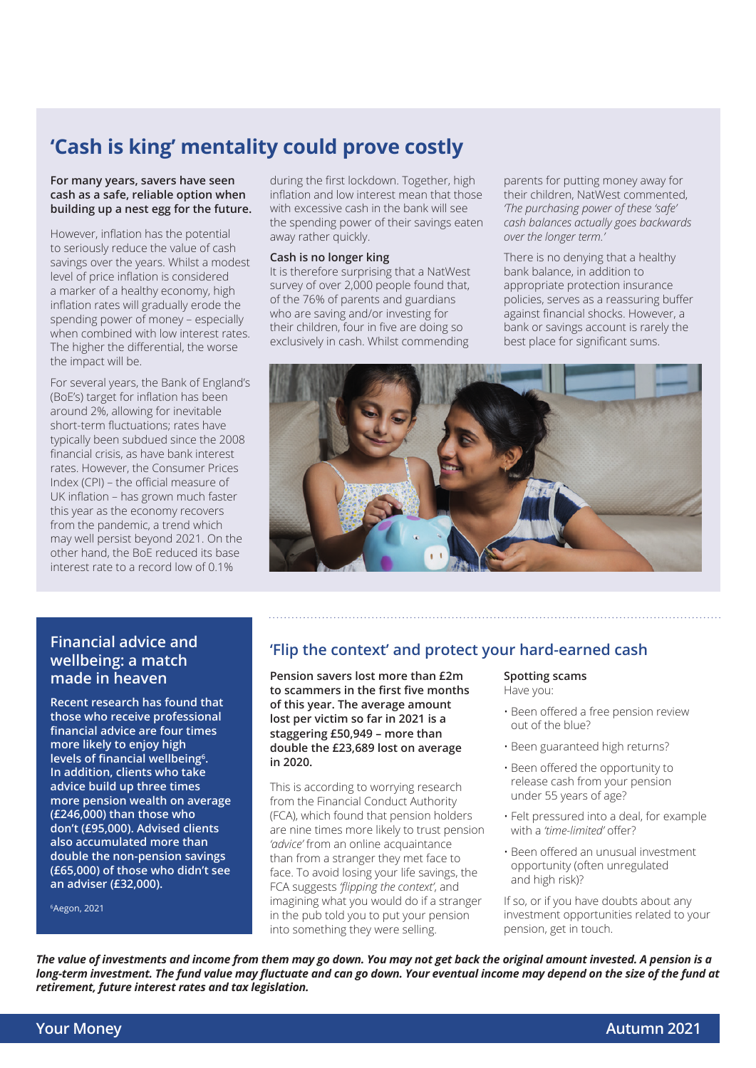# 'Cash is king' mentality could prove costly

**For many years, savers have seen cash as a safe, reliable option when building up a nest egg for the future.**

However, inflation has the potential to seriously reduce the value of cash savings over the years. Whilst a modest level of price inflation is considered a marker of a healthy economy, high inflation rates will gradually erode the spending power of money – especially when combined with low interest rates. The higher the differential, the worse the impact will be.

For several years, the Bank of England's (BoE's) target for inflation has been around 2%, allowing for inevitable short-term fluctuations; rates have typically been subdued since the 2008 financial crisis, as have bank interest rates. However, the Consumer Prices Index (CPI) – the official measure of UK inflation – has grown much faster this year as the economy recovers from the pandemic, a trend which may well persist beyond 2021. On the other hand, the BoE reduced its base interest rate to a record low of 0.1% during the first lockdown. Together, high inflation and low interest mean that those with excessive cash in the bank will see the spending power of their savings eaten away rather quickly.

### Cash is no longer king

It is therefore surprising that a NatWest survey of over 2,000 people found that, of the 76% of parents and guardians who are saving and/or investing for their children, four in five are doing so exclusively in cash. Whilst commending parents for putting money away for their children, NatWest commented, *'The purchasing power of these 'safe' cash balances actually goes backwards over the longer term.'*

There is no denying that a healthy bank balance, in addition to appropriate protection insurance policies, serves as a reassuring buffer against financial shocks. However, a bank or savings account is rarely the best place for significant sums.

## Financial advice and wellbeing: a match made in heaven

**Recent research has found that those who receive professional financial advice are four times more likely to enjoy high levels of financial wellbeing[6]. In addition, clients who take advice build up three times more pension wealth on average (£246,000) than those who don't (£95,000). Advised clients also accumulated more than double the non-pension savings (£65,000) of those who didn't see an adviser (£32,000).**

[6]Aegon, 2021

## 'Flip the context' and protect your hard-earned cash

**Pension savers lost more than £2m to scammers in the first five months of this year. The average amount lost per victim so far in 2021 is a staggering £50,949 – more than double the £23,689 lost on average in 2020.**

This is according to worrying research from the Financial Conduct Authority (FCA), which found that pension holders are nine times more likely to trust pension *'advice'* from an online acquaintance than from a stranger they met face to face. To avoid losing your life savings, the FCA suggests *'flipping the context'*, and imagining what you would do if a stranger in the pub told you to put your pension into something they were selling.

### Spotting scams

Have you:

- Been offered a free pension review out of the blue?
- Been guaranteed high returns?
- Been offered the opportunity to release cash from your pension under 55 years of age?
- Felt pressured into a deal, for example with a *'time-limited'* offer?
- Been offered an unusual investment opportunity (often unregulated and high risk)?

If so, or if you have doubts about any investment opportunities related to your pension, get in touch.

***The value of investments and income from them may go down. You may not get back the original amount invested. A pension is a long-term investment. The fund value may fluctuate and can go down. Your eventual income may depend on the size of the fund at retirement, future interest rates and tax legislation.***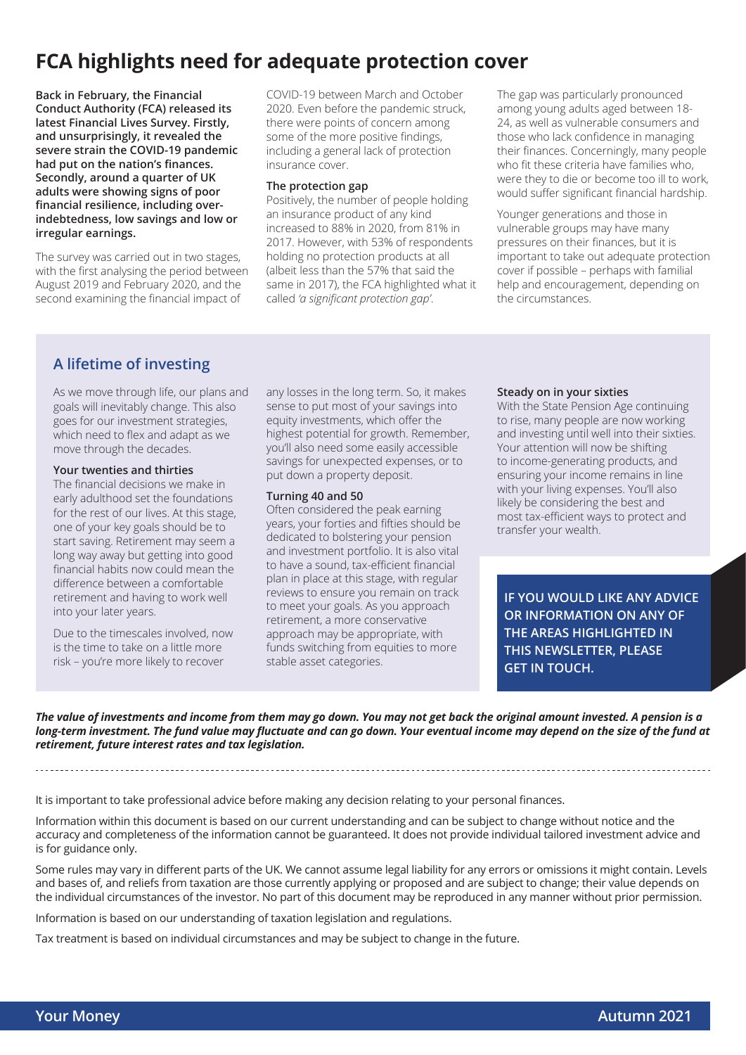# FCA highlights need for adequate protection cover

**Back in February, the Financial Conduct Authority (FCA) released its latest Financial Lives Survey. Firstly, and unsurprisingly, it revealed the severe strain the COVID-19 pandemic had put on the nation's finances. Secondly, around a quarter of UK adults were showing signs of poor financial resilience, including over-indebtedness, low savings and low or irregular earnings.**

The survey was carried out in two stages, with the first analysing the period between August 2019 and February 2020, and the second examining the financial impact of COVID-19 between March and October 2020. Even before the pandemic struck, there were points of concern among some of the more positive findings, including a general lack of protection insurance cover.

### The protection gap

Positively, the number of people holding an insurance product of any kind increased to 88% in 2020, from 81% in 2017. However, with 53% of respondents holding no protection products at all (albeit less than the 57% that said the same in 2017), the FCA highlighted what it called *'a significant protection gap'*.

The gap was particularly pronounced among young adults aged between 18-24, as well as vulnerable consumers and those who lack confidence in managing their finances. Concerningly, many people who fit these criteria have families who, were they to die or become too ill to work, would suffer significant financial hardship.

Younger generations and those in vulnerable groups may have many pressures on their finances, but it is important to take out adequate protection cover if possible – perhaps with familial help and encouragement, depending on the circumstances.

## A lifetime of investing

As we move through life, our plans and goals will inevitably change. This also goes for our investment strategies, which need to flex and adapt as we move through the decades.

### Your twenties and thirties

The financial decisions we make in early adulthood set the foundations for the rest of our lives. At this stage, one of your key goals should be to start saving. Retirement may seem a long way away but getting into good financial habits now could mean the difference between a comfortable retirement and having to work well into your later years.

Due to the timescales involved, now is the time to take on a little more risk – you're more likely to recover any losses in the long term. So, it makes sense to put most of your savings into equity investments, which offer the highest potential for growth. Remember, you'll also need some easily accessible savings for unexpected expenses, or to put down a property deposit.

### Turning 40 and 50

Often considered the peak earning years, your forties and fifties should be dedicated to bolstering your pension and investment portfolio. It is also vital to have a sound, tax-efficient financial plan in place at this stage, with regular reviews to ensure you remain on track to meet your goals. As you approach retirement, a more conservative approach may be appropriate, with funds switching from equities to more stable asset categories.

### Steady on in your sixties

With the State Pension Age continuing to rise, many people are now working and investing until well into their sixties. Your attention will now be shifting to income-generating products, and ensuring your income remains in line with your living expenses. You'll also likely be considering the best and most tax-efficient ways to protect and transfer your wealth.

**IF YOU WOULD LIKE ANY ADVICE OR INFORMATION ON ANY OF THE AREAS HIGHLIGHTED IN THIS NEWSLETTER, PLEASE GET IN TOUCH.**

***The value of investments and income from them may go down. You may not get back the original amount invested. A pension is a long-term investment. The fund value may fluctuate and can go down. Your eventual income may depend on the size of the fund at retirement, future interest rates and tax legislation.***

It is important to take professional advice before making any decision relating to your personal finances.

Information within this document is based on our current understanding and can be subject to change without notice and the accuracy and completeness of the information cannot be guaranteed. It does not provide individual tailored investment advice and is for guidance only.

Some rules may vary in different parts of the UK. We cannot assume legal liability for any errors or omissions it might contain. Levels and bases of, and reliefs from taxation are those currently applying or proposed and are subject to change; their value depends on the individual circumstances of the investor. No part of this document may be reproduced in any manner without prior permission.

Information is based on our understanding of taxation legislation and regulations.

Tax treatment is based on individual circumstances and may be subject to change in the future.